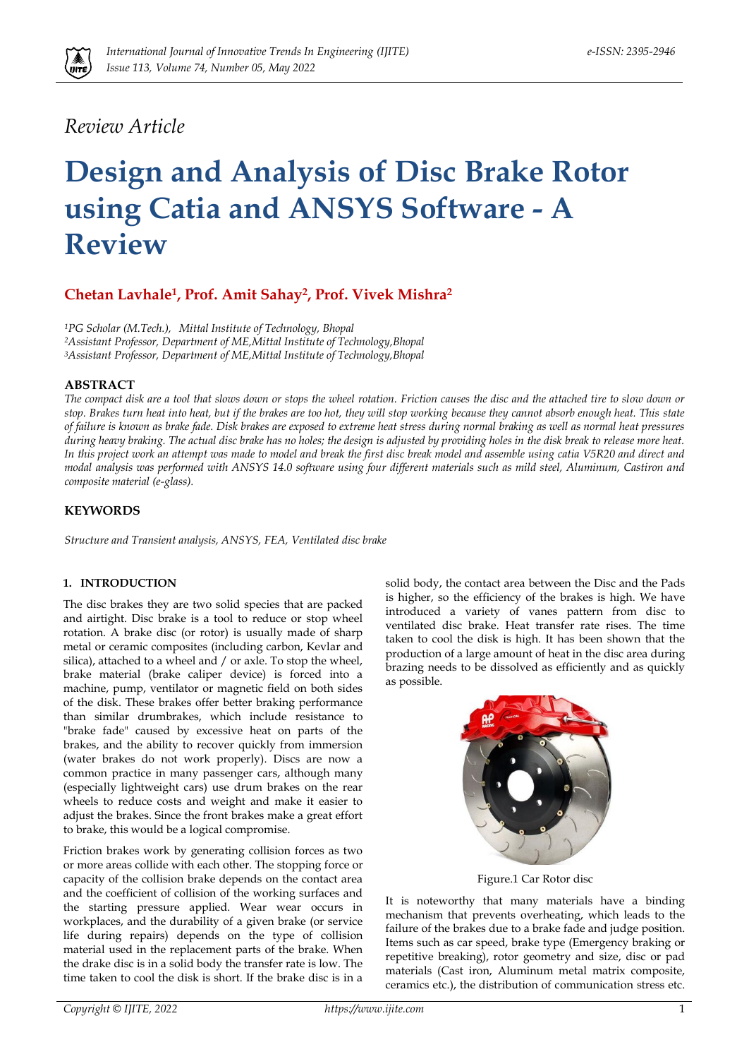*Review Article*

# Design and Analysis of Disc Brake Rotor using Catia and ANSYS Software - A Review

**Chetan Lavhale[1], Prof. Amit Sahay[2], Prof. Vivek Mishra[2]**

*[1]PG Scholar (M.Tech.), Mittal Institute of Technology, Bhopal*
*[2]Assistant Professor, Department of ME,Mittal Institute of Technology,Bhopal*
*[3]Assistant Professor, Department of ME,Mittal Institute of Technology,Bhopal*

### ABSTRACT

*The compact disk are a tool that slows down or stops the wheel rotation. Friction causes the disc and the attached tire to slow down or stop. Brakes turn heat into heat, but if the brakes are too hot, they will stop working because they cannot absorb enough heat. This state of failure is known as brake fade. Disk brakes are exposed to extreme heat stress during normal braking as well as normal heat pressures during heavy braking. The actual disc brake has no holes; the design is adjusted by providing holes in the disk break to release more heat. In this project work an attempt was made to model and break the first disc break model and assemble using catia V5R20 and direct and modal analysis was performed with ANSYS 14.0 software using four different materials such as mild steel, Aluminum, Castiron and composite material (e-glass).*

### KEYWORDS

*Structure and Transient analysis, ANSYS, FEA, Ventilated disc brake*

## 1. INTRODUCTION

The disc brakes they are two solid species that are packed and airtight. Disc brake is a tool to reduce or stop wheel rotation. A brake disc (or rotor) is usually made of sharp metal or ceramic composites (including carbon, Kevlar and silica), attached to a wheel and / or axle. To stop the wheel, brake material (brake caliper device) is forced into a machine, pump, ventilator or magnetic field on both sides of the disk. These brakes offer better braking performance than similar drumbrakes, which include resistance to "brake fade" caused by excessive heat on parts of the brakes, and the ability to recover quickly from immersion (water brakes do not work properly). Discs are now a common practice in many passenger cars, although many (especially lightweight cars) use drum brakes on the rear wheels to reduce costs and weight and make it easier to adjust the brakes. Since the front brakes make a great effort to brake, this would be a logical compromise.

Friction brakes work by generating collision forces as two or more areas collide with each other. The stopping force or capacity of the collision brake depends on the contact area and the coefficient of collision of the working surfaces and the starting pressure applied. Wear wear occurs in workplaces, and the durability of a given brake (or service life during repairs) depends on the type of collision material used in the replacement parts of the brake. When the drake disc is in a solid body the transfer rate is low. The time taken to cool the disk is short. If the brake disc is in a solid body, the contact area between the Disc and the Pads is higher, so the efficiency of the brakes is high. We have introduced a variety of vanes pattern from disc to ventilated disc brake. Heat transfer rate rises. The time taken to cool the disk is high. It has been shown that the production of a large amount of heat in the disc area during brazing needs to be dissolved as efficiently and as quickly as possible.

Figure.1 Car Rotor disc

It is noteworthy that many materials have a binding mechanism that prevents overheating, which leads to the failure of the brakes due to a brake fade and judge position. Items such as car speed, brake type (Emergency braking or repetitive breaking), rotor geometry and size, disc or pad materials (Cast iron, Aluminum metal matrix composite, ceramics etc.), the distribution of communication stress etc.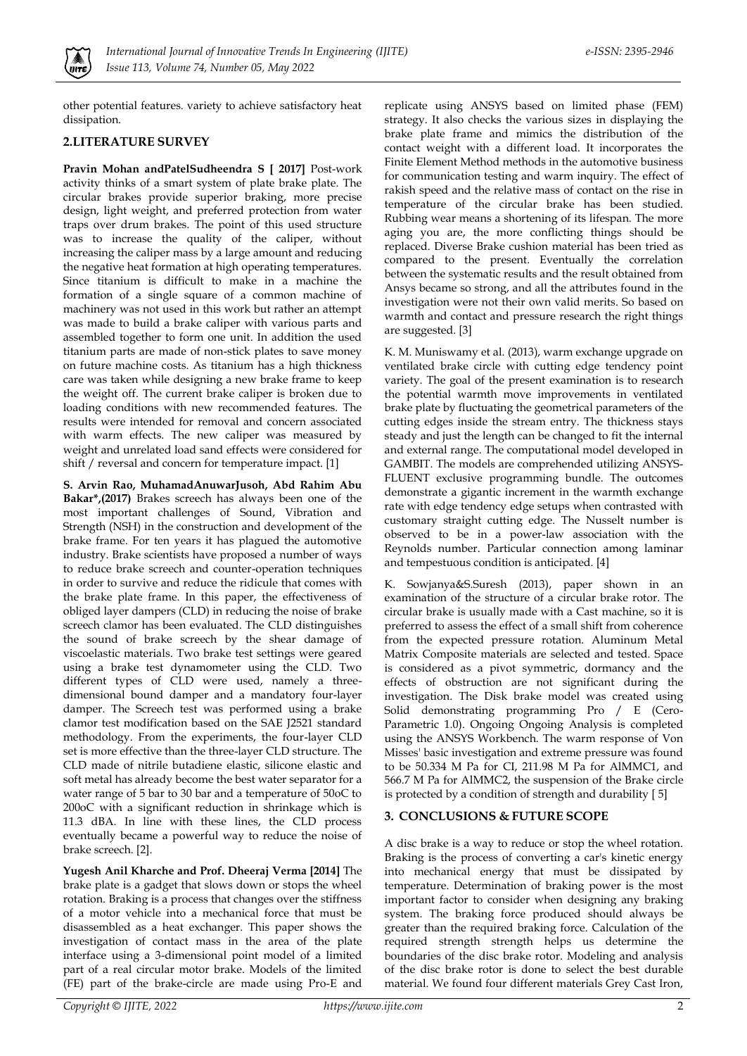other potential features. variety to achieve satisfactory heat dissipation.

## 2.LITERATURE SURVEY

**Pravin Mohan andPatelSudheendra S [ 2017]** Post-work activity thinks of a smart system of plate brake plate. The circular brakes provide superior braking, more precise design, light weight, and preferred protection from water traps over drum brakes. The point of this used structure was to increase the quality of the caliper, without increasing the caliper mass by a large amount and reducing the negative heat formation at high operating temperatures. Since titanium is difficult to make in a machine the formation of a single square of a common machine of machinery was not used in this work but rather an attempt was made to build a brake caliper with various parts and assembled together to form one unit. In addition the used titanium parts are made of non-stick plates to save money on future machine costs. As titanium has a high thickness care was taken while designing a new brake frame to keep the weight off. The current brake caliper is broken due to loading conditions with new recommended features. The results were intended for removal and concern associated with warm effects. The new caliper was measured by weight and unrelated load sand effects were considered for shift / reversal and concern for temperature impact. [1]

**S. Arvin Rao, MuhamadAnuwarJusoh, Abd Rahim Abu Bakar*,(2017)** Brakes screech has always been one of the most important challenges of Sound, Vibration and Strength (NSH) in the construction and development of the brake frame. For ten years it has plagued the automotive industry. Brake scientists have proposed a number of ways to reduce brake screech and counter-operation techniques in order to survive and reduce the ridicule that comes with the brake plate frame. In this paper, the effectiveness of obliged layer dampers (CLD) in reducing the noise of brake screech clamor has been evaluated. The CLD distinguishes the sound of brake screech by the shear damage of viscoelastic materials. Two brake test settings were geared using a brake test dynamometer using the CLD. Two different types of CLD were used, namely a three-dimensional bound damper and a mandatory four-layer damper. The Screech test was performed using a brake clamor test modification based on the SAE J2521 standard methodology. From the experiments, the four-layer CLD set is more effective than the three-layer CLD structure. The CLD made of nitrile butadiene elastic, silicone elastic and soft metal has already become the best water separator for a water range of 5 bar to 30 bar and a temperature of 50oC to 200oC with a significant reduction in shrinkage which is 11.3 dBA. In line with these lines, the CLD process eventually became a powerful way to reduce the noise of brake screech. [2].

**Yugesh Anil Kharche and Prof. Dheeraj Verma [2014]** The brake plate is a gadget that slows down or stops the wheel rotation. Braking is a process that changes over the stiffness of a motor vehicle into a mechanical force that must be disassembled as a heat exchanger. This paper shows the investigation of contact mass in the area of the plate interface using a 3-dimensional point model of a limited part of a real circular motor brake. Models of the limited (FE) part of the brake-circle are made using Pro-E and replicate using ANSYS based on limited phase (FEM) strategy. It also checks the various sizes in displaying the brake plate frame and mimics the distribution of the contact weight with a different load. It incorporates the Finite Element Method methods in the automotive business for communication testing and warm inquiry. The effect of rakish speed and the relative mass of contact on the rise in temperature of the circular brake has been studied. Rubbing wear means a shortening of its lifespan. The more aging you are, the more conflicting things should be replaced. Diverse Brake cushion material has been tried as compared to the present. Eventually the correlation between the systematic results and the result obtained from Ansys became so strong, and all the attributes found in the investigation were not their own valid merits. So based on warmth and contact and pressure research the right things are suggested. [3]

K. M. Muniswamy et al. (2013), warm exchange upgrade on ventilated brake circle with cutting edge tendency point variety. The goal of the present examination is to research the potential warmth move improvements in ventilated brake plate by fluctuating the geometrical parameters of the cutting edges inside the stream entry. The thickness stays steady and just the length can be changed to fit the internal and external range. The computational model developed in GAMBIT. The models are comprehended utilizing ANSYS-FLUENT exclusive programming bundle. The outcomes demonstrate a gigantic increment in the warmth exchange rate with edge tendency edge setups when contrasted with customary straight cutting edge. The Nusselt number is observed to be in a power-law association with the Reynolds number. Particular connection among laminar and tempestuous condition is anticipated. [4]

K. Sowjanya&S.Suresh (2013), paper shown in an examination of the structure of a circular brake rotor. The circular brake is usually made with a Cast machine, so it is preferred to assess the effect of a small shift from coherence from the expected pressure rotation. Aluminum Metal Matrix Composite materials are selected and tested. Space is considered as a pivot symmetric, dormancy and the effects of obstruction are not significant during the investigation. The Disk brake model was created using Solid demonstrating programming Pro / E (Cero-Parametric 1.0). Ongoing Ongoing Analysis is completed using the ANSYS Workbench. The warm response of Von Misses' basic investigation and extreme pressure was found to be 50.334 M Pa for CI, 211.98 M Pa for AlMMC1, and 566.7 M Pa for AlMMC2, the suspension of the Brake circle is protected by a condition of strength and durability [ 5]

## 3. CONCLUSIONS & FUTURE SCOPE

A disc brake is a way to reduce or stop the wheel rotation. Braking is the process of converting a car's kinetic energy into mechanical energy that must be dissipated by temperature. Determination of braking power is the most important factor to consider when designing any braking system. The braking force produced should always be greater than the required braking force. Calculation of the required strength strength helps us determine the boundaries of the disc brake rotor. Modeling and analysis of the disc brake rotor is done to select the best durable material. We found four different materials Grey Cast Iron,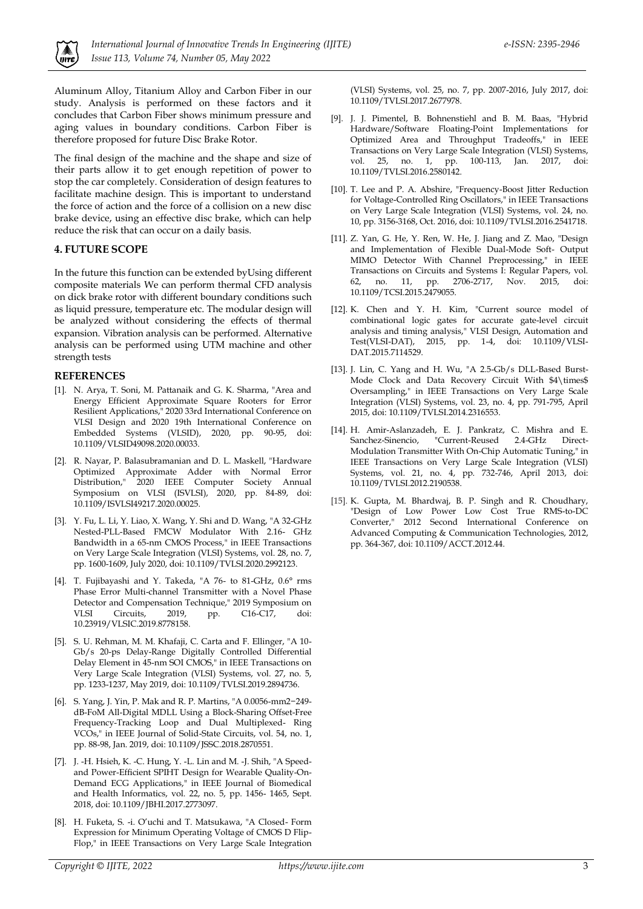Aluminum Alloy, Titanium Alloy and Carbon Fiber in our study. Analysis is performed on these factors and it concludes that Carbon Fiber shows minimum pressure and aging values in boundary conditions. Carbon Fiber is therefore proposed for future Disc Brake Rotor.

The final design of the machine and the shape and size of their parts allow it to get enough repetition of power to stop the car completely. Consideration of design features to facilitate machine design. This is important to understand the force of action and the force of a collision on a new disc brake device, using an effective disc brake, which can help reduce the risk that can occur on a daily basis.

## 4. FUTURE SCOPE

In the future this function can be extended byUsing different composite materials We can perform thermal CFD analysis on dick brake rotor with different boundary conditions such as liquid pressure, temperature etc. The modular design will be analyzed without considering the effects of thermal expansion. Vibration analysis can be performed. Alternative analysis can be performed using UTM machine and other strength tests

## REFERENCES

[1]. N. Arya, T. Soni, M. Pattanaik and G. K. Sharma, "Area and Energy Efficient Approximate Square Rooters for Error Resilient Applications," 2020 33rd International Conference on VLSI Design and 2020 19th International Conference on Embedded Systems (VLSID), 2020, pp. 90-95, doi: 10.1109/VLSID49098.2020.00033.

[2]. R. Nayar, P. Balasubramanian and D. L. Maskell, "Hardware Optimized Approximate Adder with Normal Error Distribution," 2020 IEEE Computer Society Annual Symposium on VLSI (ISVLSI), 2020, pp. 84-89, doi: 10.1109/ISVLSI49217.2020.00025.

[3]. Y. Fu, L. Li, Y. Liao, X. Wang, Y. Shi and D. Wang, "A 32-GHz Nested-PLL-Based FMCW Modulator With 2.16- GHz Bandwidth in a 65-nm CMOS Process," in IEEE Transactions on Very Large Scale Integration (VLSI) Systems, vol. 28, no. 7, pp. 1600-1609, July 2020, doi: 10.1109/TVLSI.2020.2992123.

[4]. T. Fujibayashi and Y. Takeda, "A 76- to 81-GHz, 0.6° rms Phase Error Multi-channel Transmitter with a Novel Phase Detector and Compensation Technique," 2019 Symposium on VLSI Circuits, 2019, pp. C16-C17, doi: 10.23919/VLSIC.2019.8778158.

[5]. S. U. Rehman, M. M. Khafaji, C. Carta and F. Ellinger, "A 10-Gb/s 20-ps Delay-Range Digitally Controlled Differential Delay Element in 45-nm SOI CMOS," in IEEE Transactions on Very Large Scale Integration (VLSI) Systems, vol. 27, no. 5, pp. 1233-1237, May 2019, doi: 10.1109/TVLSI.2019.2894736.

[6]. S. Yang, J. Yin, P. Mak and R. P. Martins, "A 0.0056-mm2−249-dB-FoM All-Digital MDLL Using a Block-Sharing Offset-Free Frequency-Tracking Loop and Dual Multiplexed- Ring VCOs," in IEEE Journal of Solid-State Circuits, vol. 54, no. 1, pp. 88-98, Jan. 2019, doi: 10.1109/JSSC.2018.2870551.

[7]. J. -H. Hsieh, K. -C. Hung, Y. -L. Lin and M. -J. Shih, "A Speed- and Power-Efficient SPIHT Design for Wearable Quality-On-Demand ECG Applications," in IEEE Journal of Biomedical and Health Informatics, vol. 22, no. 5, pp. 1456- 1465, Sept. 2018, doi: 10.1109/JBHI.2017.2773097.

[8]. H. Fuketa, S. -i. O'uchi and T. Matsukawa, "A Closed- Form Expression for Minimum Operating Voltage of CMOS D Flip-Flop," in IEEE Transactions on Very Large Scale Integration (VLSI) Systems, vol. 25, no. 7, pp. 2007-2016, July 2017, doi: 10.1109/TVLSI.2017.2677978.

[9]. J. J. Pimentel, B. Bohnenstiehl and B. M. Baas, "Hybrid Hardware/Software Floating-Point Implementations for Optimized Area and Throughput Tradeoffs," in IEEE Transactions on Very Large Scale Integration (VLSI) Systems, vol. 25, no. 1, pp. 100-113, Jan. 2017, doi: 10.1109/TVLSI.2016.2580142.

[10]. T. Lee and P. A. Abshire, "Frequency-Boost Jitter Reduction for Voltage-Controlled Ring Oscillators," in IEEE Transactions on Very Large Scale Integration (VLSI) Systems, vol. 24, no. 10, pp. 3156-3168, Oct. 2016, doi: 10.1109/TVLSI.2016.2541718.

[11]. Z. Yan, G. He, Y. Ren, W. He, J. Jiang and Z. Mao, "Design and Implementation of Flexible Dual-Mode Soft- Output MIMO Detector With Channel Preprocessing," in IEEE Transactions on Circuits and Systems I: Regular Papers, vol. 62, no. 11, pp. 2706-2717, Nov. 2015, doi: 10.1109/TCSI.2015.2479055.

[12]. K. Chen and Y. H. Kim, "Current source model of combinational logic gates for accurate gate-level circuit analysis and timing analysis," VLSI Design, Automation and Test(VLSI-DAT), 2015, pp. 1-4, doi: 10.1109/VLSI-DAT.2015.7114529.

[13]. J. Lin, C. Yang and H. Wu, "A 2.5-Gb/s DLL-Based Burst-Mode Clock and Data Recovery Circuit With $4\times$ Oversampling," in IEEE Transactions on Very Large Scale Integration (VLSI) Systems, vol. 23, no. 4, pp. 791-795, April 2015, doi: 10.1109/TVLSI.2014.2316553.

[14]. H. Amir-Aslanzadeh, E. J. Pankratz, C. Mishra and E. Sanchez-Sinencio, "Current-Reused 2.4-GHz Direct-Modulation Transmitter With On-Chip Automatic Tuning," in IEEE Transactions on Very Large Scale Integration (VLSI) Systems, vol. 21, no. 4, pp. 732-746, April 2013, doi: 10.1109/TVLSI.2012.2190538.

[15]. K. Gupta, M. Bhardwaj, B. P. Singh and R. Choudhary, "Design of Low Power Low Cost True RMS-to-DC Converter," 2012 Second International Conference on Advanced Computing & Communication Technologies, 2012, pp. 364-367, doi: 10.1109/ACCT.2012.44.